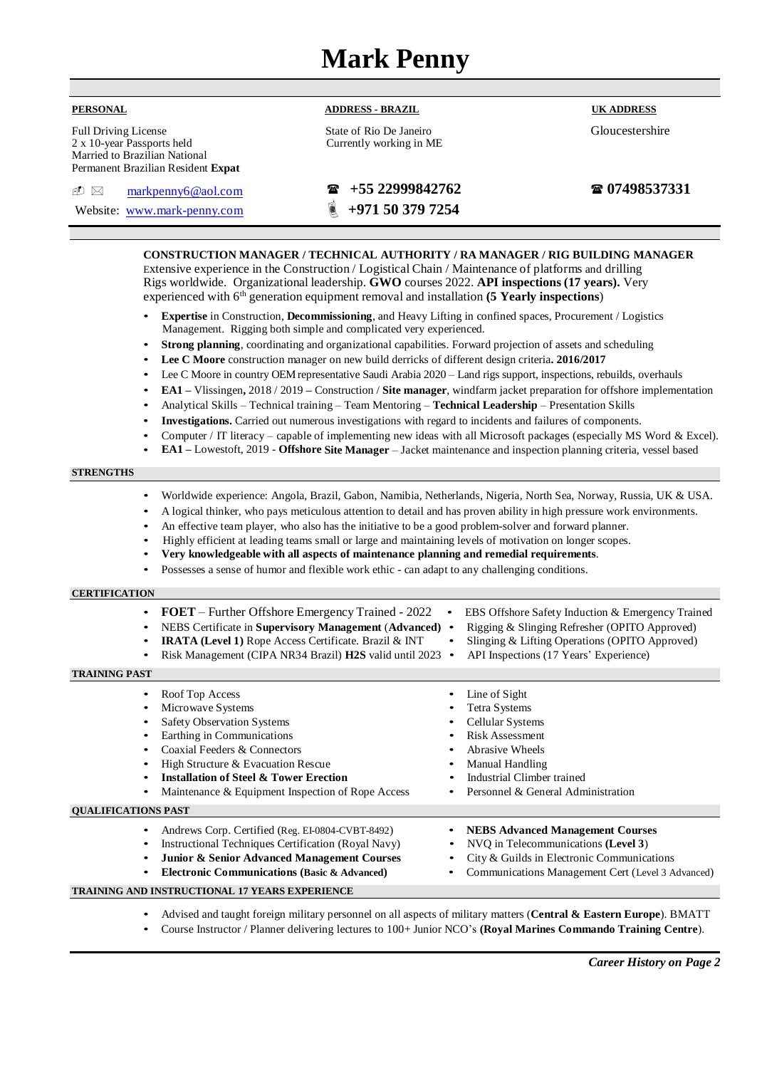# Mark Penny

| **PERSONAL** | **ADDRESS - BRAZIL** | **UK ADDRESS** |
|---|---|---|
| Full Driving License<br>2 x 10-year Passports held<br>Married to Brazilian National<br>Permanent Brazilian Resident **Expat** | State of Rio De Janeiro<br>Currently working in ME | Gloucestershire |
| markpenny6@aol.com<br>Website: www.mark-penny.com | ☎ **+55 22999842762**<br>**+971 50 379 7254** | ☎ **07498537331** |

**CONSTRUCTION MANAGER / TECHNICAL AUTHORITY / RA MANAGER / RIG BUILDING MANAGER**
Extensive experience in the Construction / Logistical Chain / Maintenance of platforms and drilling Rigs worldwide. Organizational leadership. **GWO** courses 2022. **API inspections (17 years).** Very experienced with 6th generation equipment removal and installation **(5 Yearly inspections**)

- **Expertise** in Construction, **Decommissioning**, and Heavy Lifting in confined spaces, Procurement / Logistics Management. Rigging both simple and complicated very experienced.
- **Strong planning**, coordinating and organizational capabilities. Forward projection of assets and scheduling
- **Lee C Moore** construction manager on new build derricks of different design criteria**. 2016/2017**
- Lee C Moore in country OEM representative Saudi Arabia 2020 – Land rigs support, inspections, rebuilds, overhauls
- **EA1 –** Vlissingen**,** 2018 / 2019 **–** Construction / **Site manager**, windfarm jacket preparation for offshore implementation
- Analytical Skills – Technical training – Team Mentoring – **Technical Leadership** – Presentation Skills
- **Investigations.** Carried out numerous investigations with regard to incidents and failures of components.
- Computer / IT literacy – capable of implementing new ideas with all Microsoft packages (especially MS Word & Excel).
- **EA1 –** Lowestoft, 2019 - **Offshore Site Manager** – Jacket maintenance and inspection planning criteria, vessel based

## STRENGTHS

- Worldwide experience: Angola, Brazil, Gabon, Namibia, Netherlands, Nigeria, North Sea, Norway, Russia, UK & USA.
- A logical thinker, who pays meticulous attention to detail and has proven ability in high pressure work environments.
- An effective team player, who also has the initiative to be a good problem-solver and forward planner.
- Highly efficient at leading teams small or large and maintaining levels of motivation on longer scopes.
- **Very knowledgeable with all aspects of maintenance planning and remedial requirements**.
- Possesses a sense of humor and flexible work ethic - can adapt to any challenging conditions.

## CERTIFICATION

- **FOET** – Further Offshore Emergency Trained - 2022
- NEBS Certificate in **Supervisory Management** (**Advanced)**
- **IRATA (Level 1)** Rope Access Certificate. Brazil & INT
- Risk Management (CIPA NR34 Brazil) **H2S** valid until 2023
- EBS Offshore Safety Induction & Emergency Trained
- Rigging & Slinging Refresher (OPITO Approved)
- Slinging & Lifting Operations (OPITO Approved)
- API Inspections (17 Years' Experience)

## TRAINING PAST

- Roof Top Access
- Microwave Systems
- Safety Observation Systems
- Earthing in Communications
- Coaxial Feeders & Connectors
- High Structure & Evacuation Rescue
- **Installation of Steel & Tower Erection**
- Maintenance & Equipment Inspection of Rope Access
- Line of Sight
- Tetra Systems
- Cellular Systems
- Risk Assessment
- Abrasive Wheels
- Manual Handling
- Industrial Climber trained
- Personnel & General Administration

## QUALIFICATIONS PAST

- Andrews Corp. Certified (Reg. EI-0804-CVBT-8492)
- Instructional Techniques Certification (Royal Navy)
- **Junior & Senior Advanced Management Courses**
- **Electronic Communications (Basic & Advanced)**
- **NEBS Advanced Management Courses**
- NVQ in Telecommunications **(Level 3**)
- City & Guilds in Electronic Communications
- Communications Management Cert (Level 3 Advanced)

## TRAINING AND INSTRUCTIONAL 17 YEARS EXPERIENCE

- Advised and taught foreign military personnel on all aspects of military matters (**Central & Eastern Europe**). BMATT
- Course Instructor / Planner delivering lectures to 100+ Junior NCO's **(Royal Marines Commando Training Centre**).

***Career History on Page 2***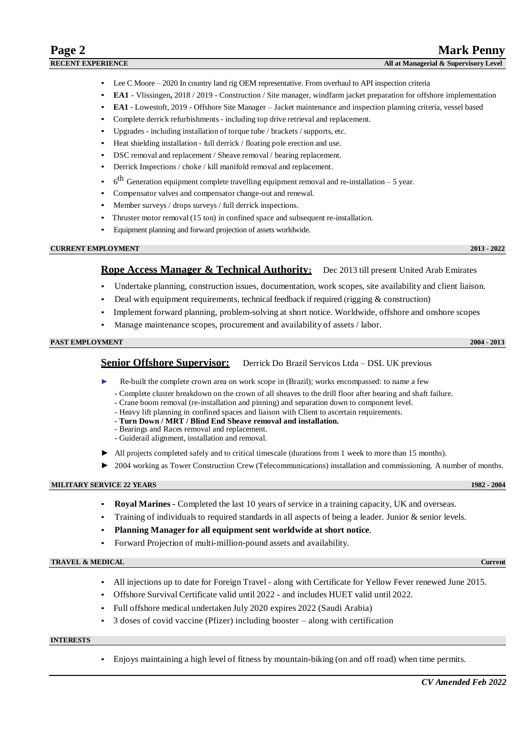## RECENT EXPERIENCE — All at Managerial & Supervisory Level

- Lee C Moore – 2020 In country land rig OEM representative. From overhaul to API inspection criteria
- **EA1** - Vlissingen**,** 2018 / 2019 - Construction / Site manager, windfarm jacket preparation for offshore implementation
- **EA1** - Lowestoft, 2019 - Offshore Site Manager – Jacket maintenance and inspection planning criteria, vessel based
- Complete derrick refurbishments - including top drive retrieval and replacement.
- Upgrades - including installation of torque tube / brackets / supports, etc.
- Heat shielding installation - full derrick / floating pole erection and use.
- DSC removal and replacement / Sheave removal / bearing replacement.
- Derrick Inspections / choke / kill manifold removal and replacement.
- 6$^{th}$ Generation equipment complete travelling equipment removal and re-installation – 5 year.
- Compensator valves and compensator change-out and renewal.
- Member surveys / drops surveys / full derrick inspections.
- Thruster motor removal (15 ton) in confined space and subsequent re-installation.
- Equipment planning and forward projection of assets worldwide.

## CURRENT EMPLOYMENT — 2013 - 2022

### Rope Access Manager & Technical Authority: Dec 2013 till present United Arab Emirates

- Undertake planning, construction issues, documentation, work scopes, site availability and client liaison.
- Deal with equipment requirements, technical feedback if required (rigging & construction)
- Implement forward planning, problem-solving at short notice. Worldwide, offshore and onshore scopes
- Manage maintenance scopes, procurement and availability of assets / labor.

## PAST EMPLOYMENT — 2004 - 2013

### Senior Offshore Supervisor: Derrick Do Brazil Servicos Ltda – DSL UK previous

- ► Re-built the complete crown area on work scope in (Brazil); works encompassed: to name a few
  - Complete cluster breakdown on the crown of all sheaves to the drill floor after bearing and shaft failure.
  - Crane boom removal (re-installation and pinning) and separation down to component level.
  - Heavy lift planning in confined spaces and liaison with Client to ascertain requirements.
  - **Turn Down / MRT / Blind End Sheave removal and installation.**
  - Bearings and Races removal and replacement.
  - Guiderail alignment, installation and removal.
- ► All projects completed safely and to critical timescale (durations from 1 week to more than 15 months).
- ► 2004 working as Tower Construction Crew (Telecommunications) installation and commissioning. A number of months.

## MILITARY SERVICE 22 YEARS — 1982 - 2004

- **Royal Marines -** Completed the last 10 years of service in a training capacity, UK and overseas.
- Training of individuals to required standards in all aspects of being a leader. Junior & senior levels.
- **Planning Manager for all equipment sent worldwide at short notice**.
- Forward Projection of multi-million-pound assets and availability.

## TRAVEL & MEDICAL — Current

- All injections up to date for Foreign Travel - along with Certificate for Yellow Fever renewed June 2015.
- Offshore Survival Certificate valid until 2022 - and includes HUET valid until 2022.
- Full offshore medical undertaken July 2020 expires 2022 (Saudi Arabia)
- 3 doses of covid vaccine (Pfizer) including booster – along with certification

## INTERESTS

- Enjoys maintaining a high level of fitness by mountain-biking (on and off road) when time permits.

*CV Amended Feb 2022*